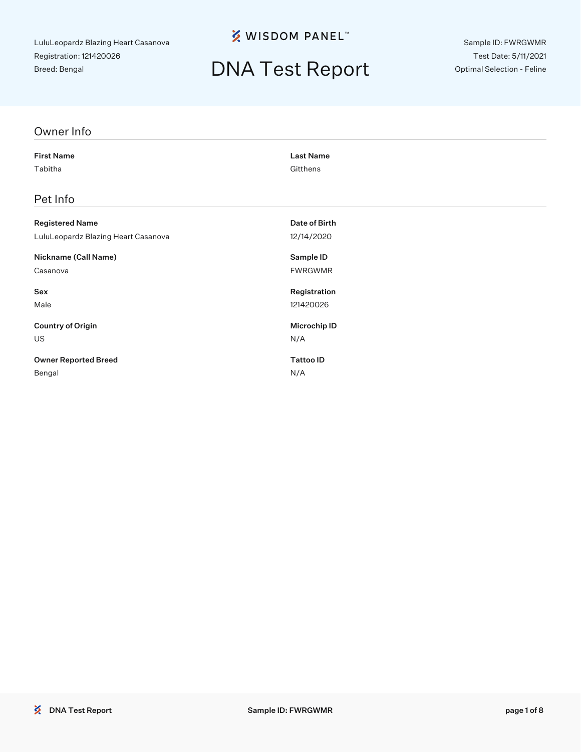LuluLeopardz Blazing Heart Casanova
Registration: 121420026
Breed: Bengal

WISDOM PANEL™

# DNA Test Report

Sample ID: FWRGWMR
Test Date: 5/11/2021
Optimal Selection - Feline

## Owner Info

**First Name**
Tabitha

**Last Name**
Gitthens

## Pet Info

**Registered Name**
LuluLeopardz Blazing Heart Casanova

**Date of Birth**
12/14/2020

**Nickname (Call Name)**
Casanova

**Sample ID**
FWRGWMR

**Sex**
Male

**Registration**
121420026

**Country of Origin**
US

**Microchip ID**
N/A

**Owner Reported Breed**
Bengal

**Tattoo ID**
N/A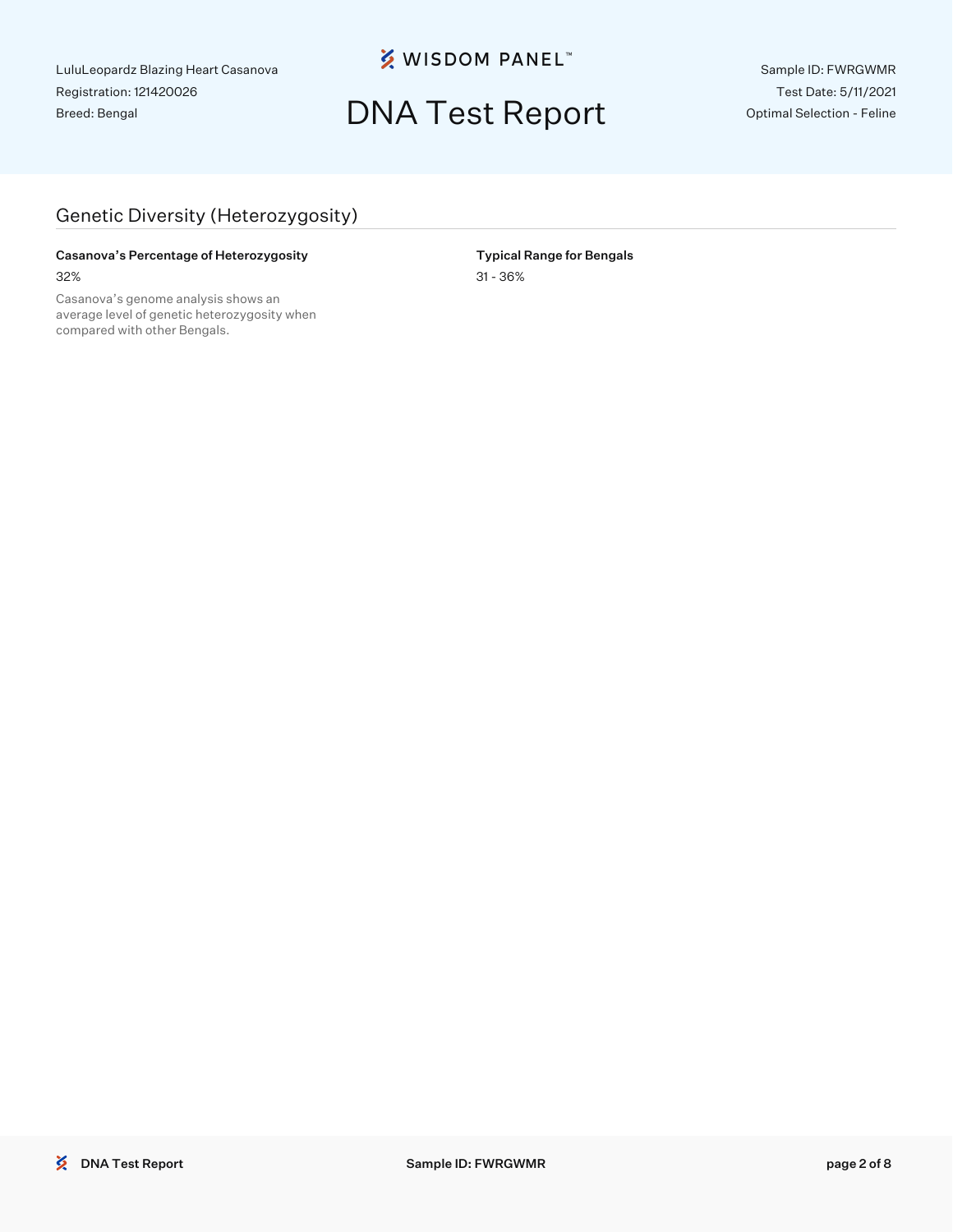LuluLeopardz Blazing Heart Casanova
Registration: 121420026
Breed: Bengal

**WISDOM PANEL™**

# DNA Test Report

Sample ID: FWRGWMR
Test Date: 5/11/2021
Optimal Selection - Feline

## Genetic Diversity (Heterozygosity)

**Casanova's Percentage of Heterozygosity**

32%

Casanova's genome analysis shows an average level of genetic heterozygosity when compared with other Bengals.

**Typical Range for Bengals**

31 - 36%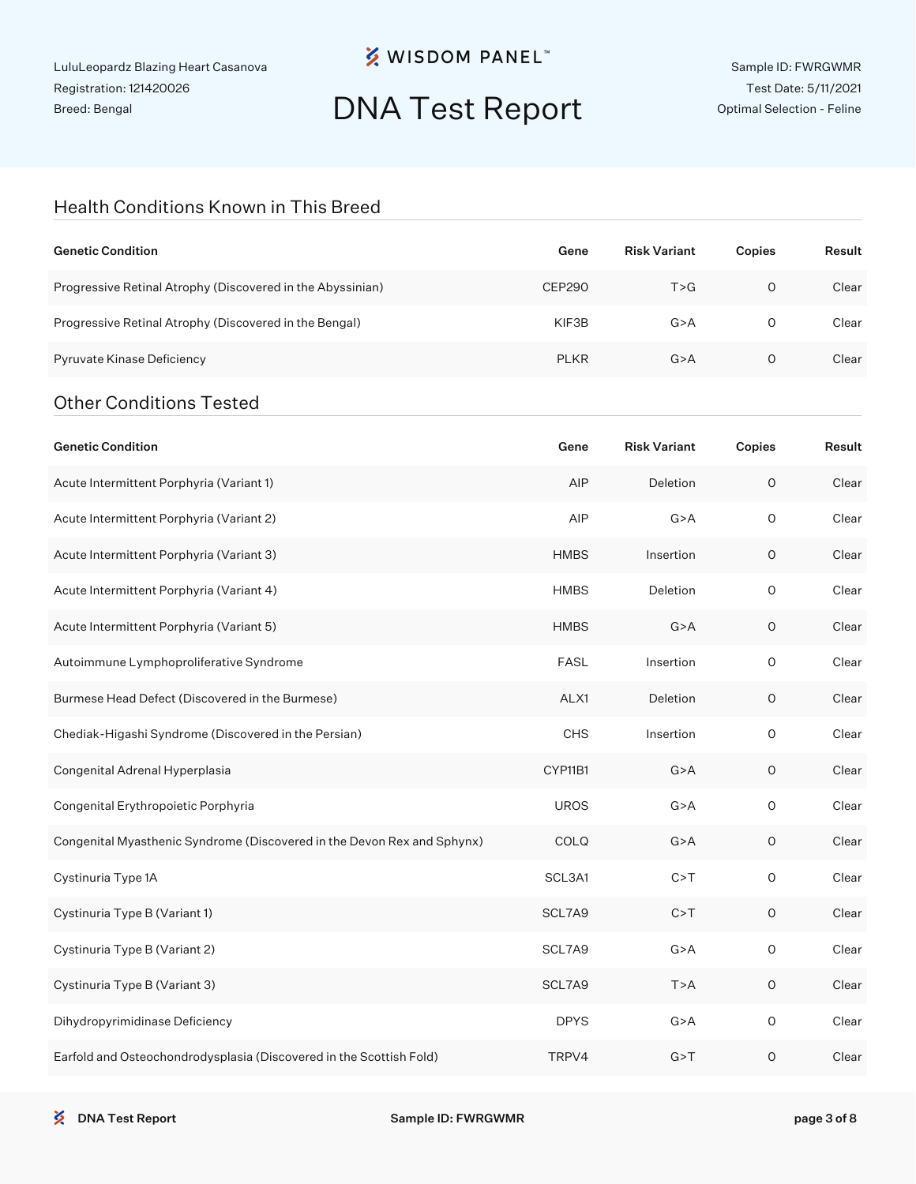LuluLeopardz Blazing Heart Casanova
Registration: 121420026
Breed: Bengal

# DNA Test Report

Sample ID: FWRGWMR
Test Date: 5/11/2021
Optimal Selection - Feline

## Health Conditions Known in This Breed

| Genetic Condition | Gene | Risk Variant | Copies | Result |
|---|---|---|---|---|
| Progressive Retinal Atrophy (Discovered in the Abyssinian) | CEP290 | T>G | 0 | Clear |
| Progressive Retinal Atrophy (Discovered in the Bengal) | KIF3B | G>A | 0 | Clear |
| Pyruvate Kinase Deficiency | PLKR | G>A | 0 | Clear |

## Other Conditions Tested

| Genetic Condition | Gene | Risk Variant | Copies | Result |
|---|---|---|---|---|
| Acute Intermittent Porphyria (Variant 1) | AIP | Deletion | 0 | Clear |
| Acute Intermittent Porphyria (Variant 2) | AIP | G>A | 0 | Clear |
| Acute Intermittent Porphyria (Variant 3) | HMBS | Insertion | 0 | Clear |
| Acute Intermittent Porphyria (Variant 4) | HMBS | Deletion | 0 | Clear |
| Acute Intermittent Porphyria (Variant 5) | HMBS | G>A | 0 | Clear |
| Autoimmune Lymphoproliferative Syndrome | FASL | Insertion | 0 | Clear |
| Burmese Head Defect (Discovered in the Burmese) | ALX1 | Deletion | 0 | Clear |
| Chediak-Higashi Syndrome (Discovered in the Persian) | CHS | Insertion | 0 | Clear |
| Congenital Adrenal Hyperplasia | CYP11B1 | G>A | 0 | Clear |
| Congenital Erythropoietic Porphyria | UROS | G>A | 0 | Clear |
| Congenital Myasthenic Syndrome (Discovered in the Devon Rex and Sphynx) | COLQ | G>A | 0 | Clear |
| Cystinuria Type 1A | SCL3A1 | C>T | 0 | Clear |
| Cystinuria Type B (Variant 1) | SCL7A9 | C>T | 0 | Clear |
| Cystinuria Type B (Variant 2) | SCL7A9 | G>A | 0 | Clear |
| Cystinuria Type B (Variant 3) | SCL7A9 | T>A | 0 | Clear |
| Dihydropyrimidinase Deficiency | DPYS | G>A | 0 | Clear |
| Earfold and Osteochondrodysplasia (Discovered in the Scottish Fold) | TRPV4 | G>T | 0 | Clear |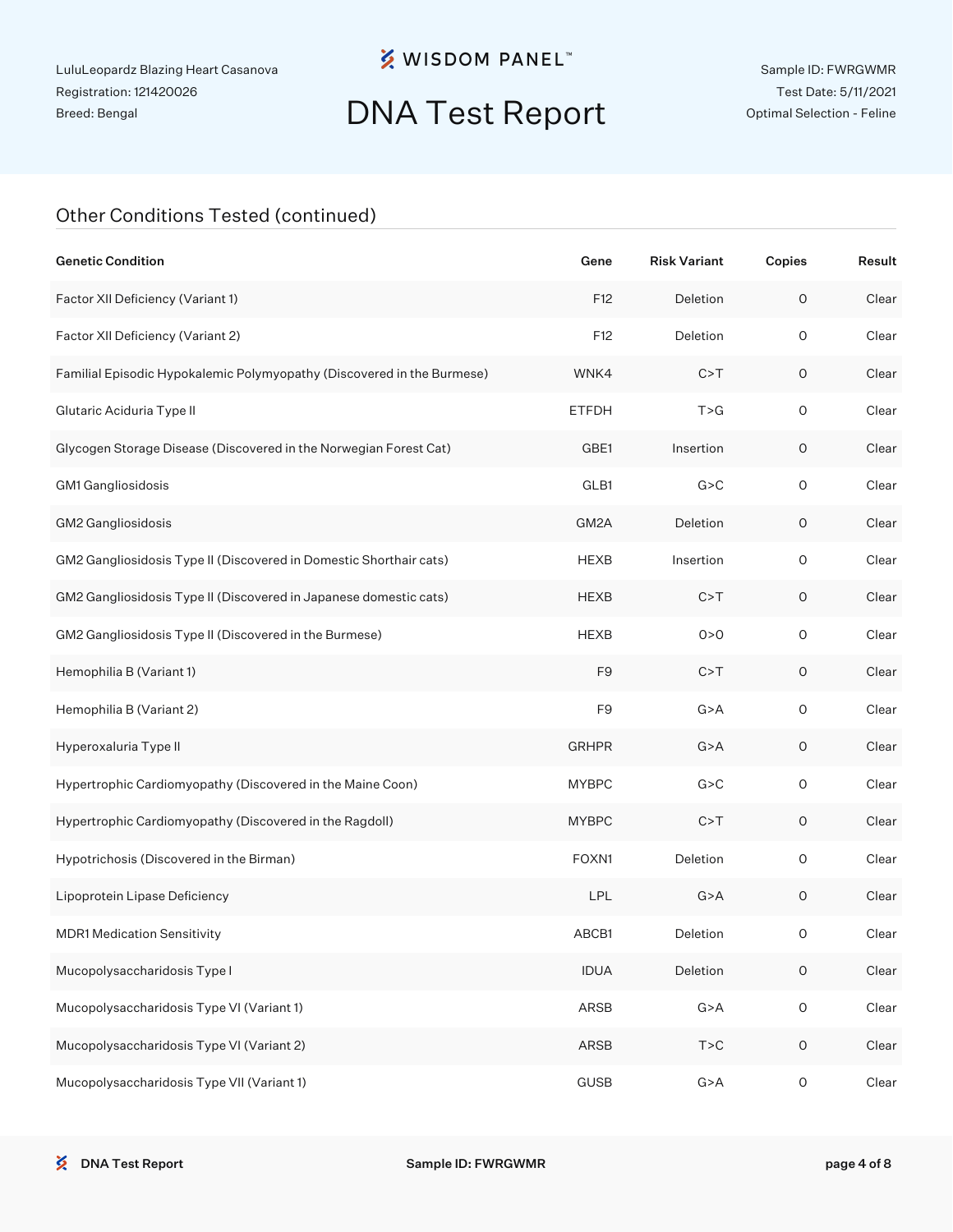LuluLeopardz Blazing Heart Casanova
Registration: 121420026
Breed: Bengal

Sample ID: FWRGWMR
Test Date: 5/11/2021
Optimal Selection - Feline

## Other Conditions Tested (continued)

| Genetic Condition | Gene | Risk Variant | Copies | Result |
|---|---|---|---|---|
| Factor XII Deficiency (Variant 1) | F12 | Deletion | 0 | Clear |
| Factor XII Deficiency (Variant 2) | F12 | Deletion | 0 | Clear |
| Familial Episodic Hypokalemic Polymyopathy (Discovered in the Burmese) | WNK4 | C>T | 0 | Clear |
| Glutaric Aciduria Type II | ETFDH | T>G | 0 | Clear |
| Glycogen Storage Disease (Discovered in the Norwegian Forest Cat) | GBE1 | Insertion | 0 | Clear |
| GM1 Gangliosidosis | GLB1 | G>C | 0 | Clear |
| GM2 Gangliosidosis | GM2A | Deletion | 0 | Clear |
| GM2 Gangliosidosis Type II (Discovered in Domestic Shorthair cats) | HEXB | Insertion | 0 | Clear |
| GM2 Gangliosidosis Type II (Discovered in Japanese domestic cats) | HEXB | C>T | 0 | Clear |
| GM2 Gangliosidosis Type II (Discovered in the Burmese) | HEXB | 0>0 | 0 | Clear |
| Hemophilia B (Variant 1) | F9 | C>T | 0 | Clear |
| Hemophilia B (Variant 2) | F9 | G>A | 0 | Clear |
| Hyperoxaluria Type II | GRHPR | G>A | 0 | Clear |
| Hypertrophic Cardiomyopathy (Discovered in the Maine Coon) | MYBPC | G>C | 0 | Clear |
| Hypertrophic Cardiomyopathy (Discovered in the Ragdoll) | MYBPC | C>T | 0 | Clear |
| Hypotrichosis (Discovered in the Birman) | FOXN1 | Deletion | 0 | Clear |
| Lipoprotein Lipase Deficiency | LPL | G>A | 0 | Clear |
| MDR1 Medication Sensitivity | ABCB1 | Deletion | 0 | Clear |
| Mucopolysaccharidosis Type I | IDUA | Deletion | 0 | Clear |
| Mucopolysaccharidosis Type VI (Variant 1) | ARSB | G>A | 0 | Clear |
| Mucopolysaccharidosis Type VI (Variant 2) | ARSB | T>C | 0 | Clear |
| Mucopolysaccharidosis Type VII (Variant 1) | GUSB | G>A | 0 | Clear |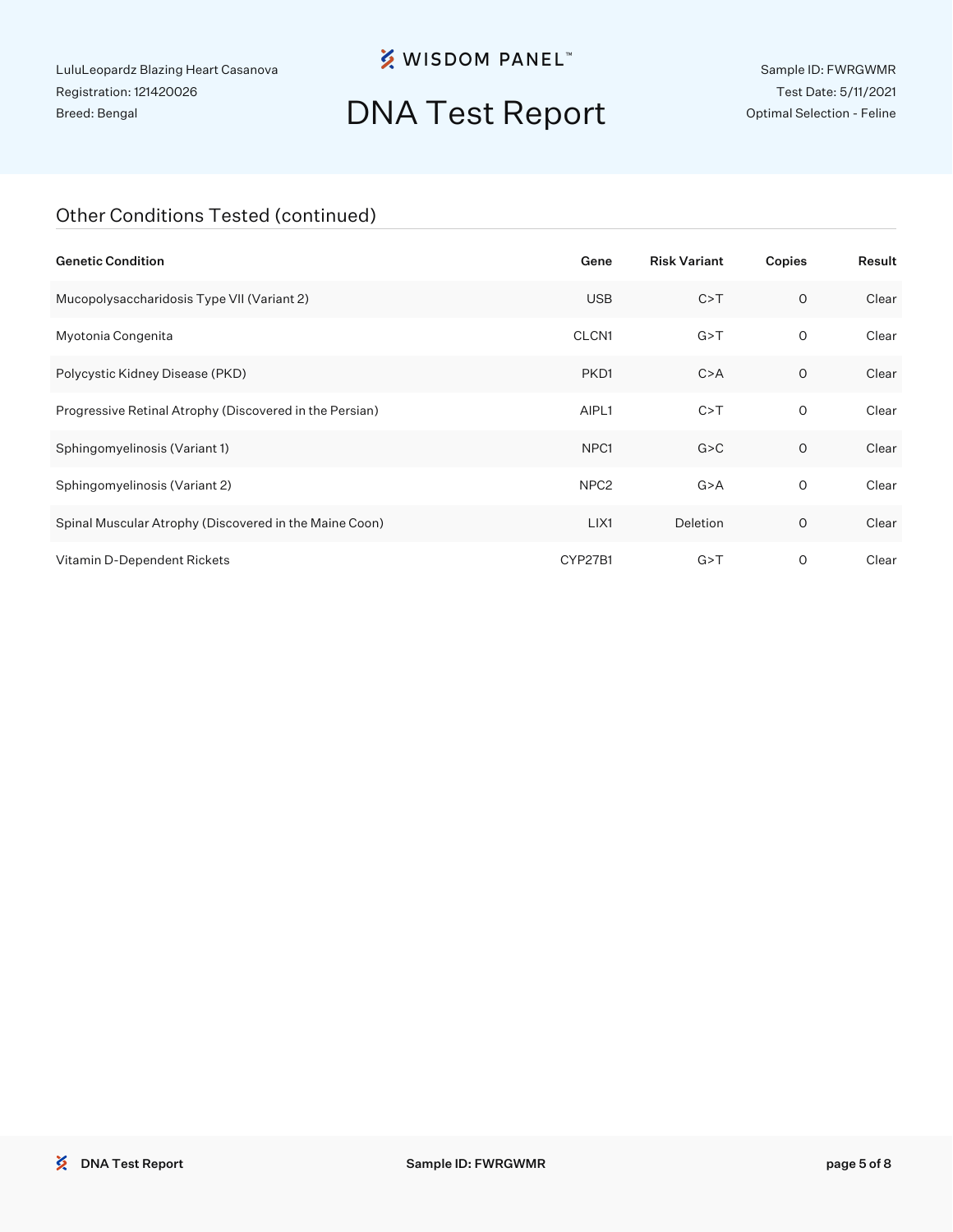## Other Conditions Tested (continued)

| Genetic Condition | Gene | Risk Variant | Copies | Result |
|---|---|---|---|---|
| Mucopolysaccharidosis Type VII (Variant 2) | USB | C>T | 0 | Clear |
| Myotonia Congenita | CLCN1 | G>T | 0 | Clear |
| Polycystic Kidney Disease (PKD) | PKD1 | C>A | 0 | Clear |
| Progressive Retinal Atrophy (Discovered in the Persian) | AIPL1 | C>T | 0 | Clear |
| Sphingomyelinosis (Variant 1) | NPC1 | G>C | 0 | Clear |
| Sphingomyelinosis (Variant 2) | NPC2 | G>A | 0 | Clear |
| Spinal Muscular Atrophy (Discovered in the Maine Coon) | LIX1 | Deletion | 0 | Clear |
| Vitamin D-Dependent Rickets | CYP27B1 | G>T | 0 | Clear |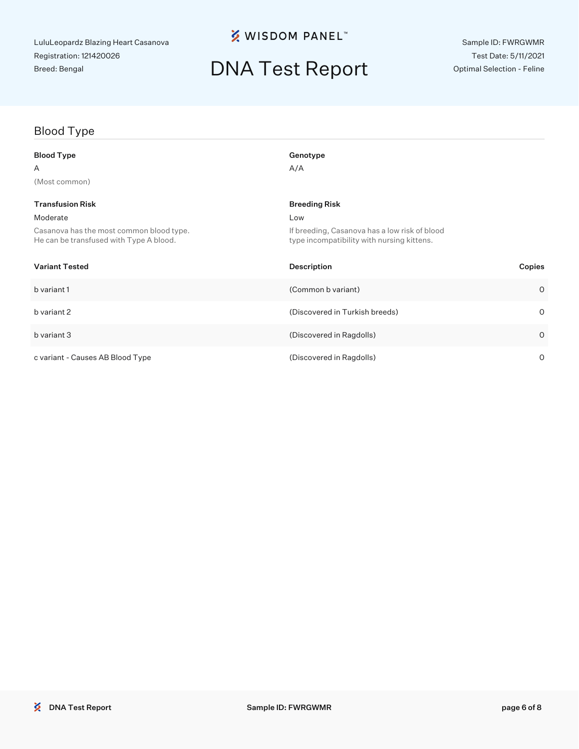LuluLeopardz Blazing Heart Casanova
Registration: 121420026
Breed: Bengal

# DNA Test Report

Sample ID: FWRGWMR
Test Date: 5/11/2021
Optimal Selection - Feline

## Blood Type

**Blood Type**

A

(Most common)

**Genotype**

A/A

**Transfusion Risk**

Moderate

Casanova has the most common blood type.
He can be transfused with Type A blood.

**Breeding Risk**

Low

If breeding, Casanova has a low risk of blood type incompatibility with nursing kittens.

| Variant Tested | Description | Copies |
|---|---|---|
| b variant 1 | (Common b variant) | 0 |
| b variant 2 | (Discovered in Turkish breeds) | 0 |
| b variant 3 | (Discovered in Ragdolls) | 0 |
| c variant - Causes AB Blood Type | (Discovered in Ragdolls) | 0 |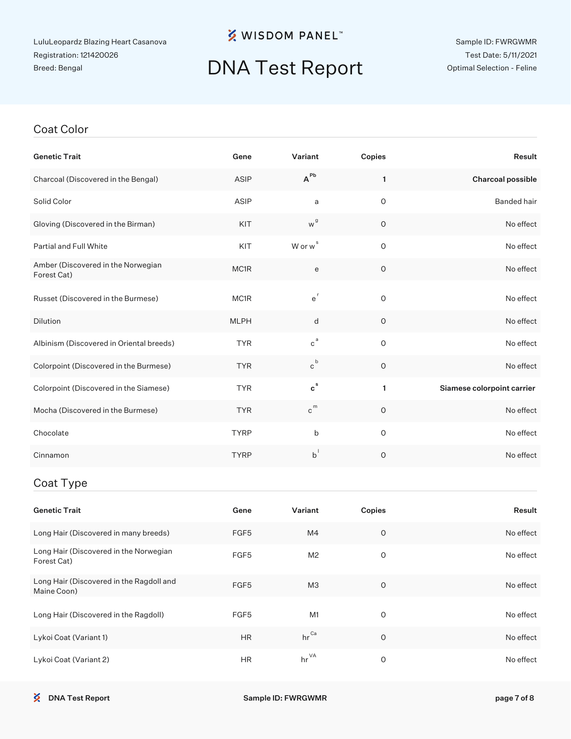LuluLeopardz Blazing Heart Casanova
Registration: 121420026
Breed: Bengal

# DNA Test Report

Sample ID: FWRGWMR
Test Date: 5/11/2021
Optimal Selection - Feline

## Coat Color

| Genetic Trait | Gene | Variant | Copies | Result |
|---|---|---|---|---|
| Charcoal (Discovered in the Bengal) | ASIP | **$A^{Pb}$** | **1** | **Charcoal possible** |
| Solid Color | ASIP | a | 0 | Banded hair |
| Gloving (Discovered in the Birman) | KIT | $w^{g}$ | 0 | No effect |
| Partial and Full White | KIT | W or $w^{s}$ | 0 | No effect |
| Amber (Discovered in the Norwegian Forest Cat) | MC1R | e | 0 | No effect |
| Russet (Discovered in the Burmese) | MC1R | $e^{r}$ | 0 | No effect |
| Dilution | MLPH | d | 0 | No effect |
| Albinism (Discovered in Oriental breeds) | TYR | $c^{a}$ | 0 | No effect |
| Colorpoint (Discovered in the Burmese) | TYR | $c^{b}$ | 0 | No effect |
| Colorpoint (Discovered in the Siamese) | TYR | **$c^{s}$** | **1** | **Siamese colorpoint carrier** |
| Mocha (Discovered in the Burmese) | TYR | $c^{m}$ | 0 | No effect |
| Chocolate | TYRP | b | 0 | No effect |
| Cinnamon | TYRP | $b^{l}$ | 0 | No effect |

## Coat Type

| Genetic Trait | Gene | Variant | Copies | Result |
|---|---|---|---|---|
| Long Hair (Discovered in many breeds) | FGF5 | M4 | 0 | No effect |
| Long Hair (Discovered in the Norwegian Forest Cat) | FGF5 | M2 | 0 | No effect |
| Long Hair (Discovered in the Ragdoll and Maine Coon) | FGF5 | M3 | 0 | No effect |
| Long Hair (Discovered in the Ragdoll) | FGF5 | M1 | 0 | No effect |
| Lykoi Coat (Variant 1) | HR | $hr^{Ca}$ | 0 | No effect |
| Lykoi Coat (Variant 2) | HR | $hr^{VA}$ | 0 | No effect |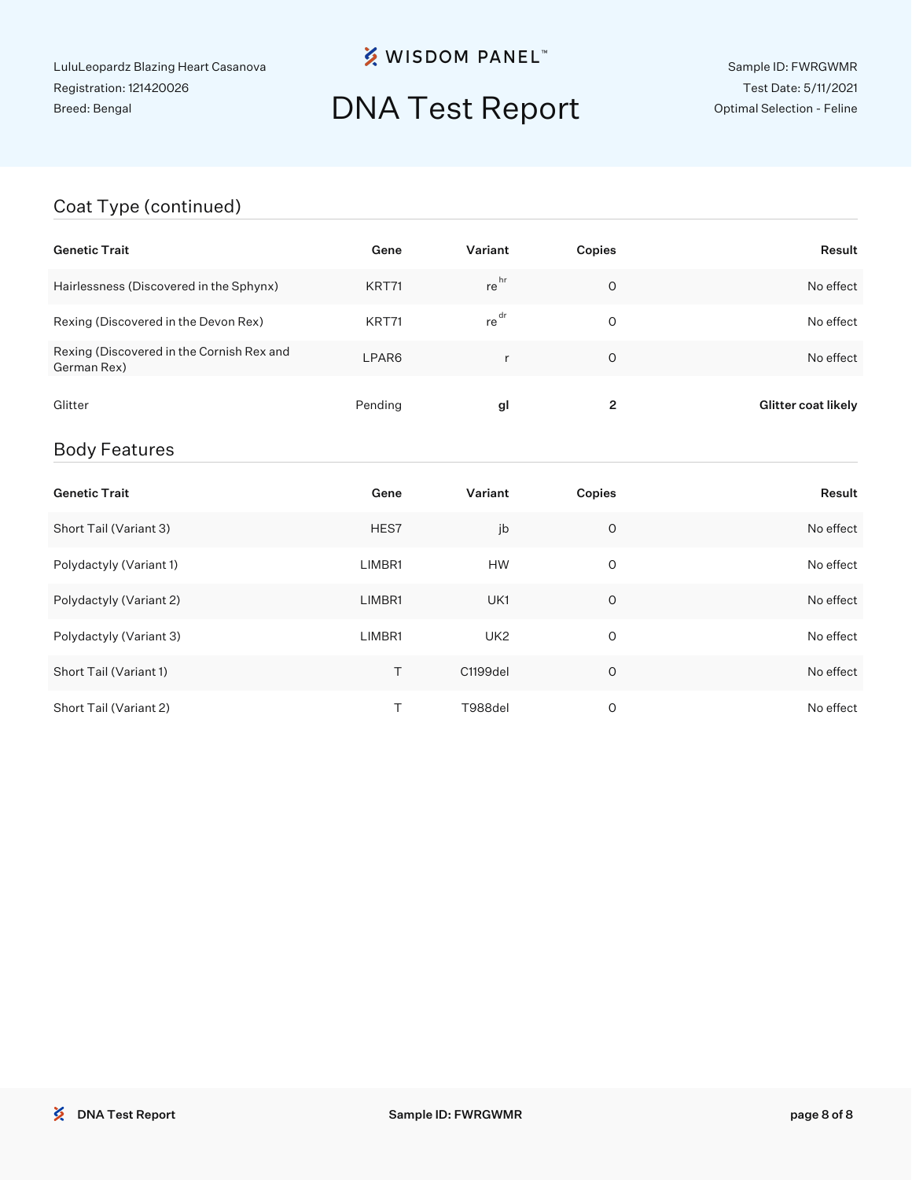LuluLeopardz Blazing Heart Casanova
Registration: 121420026
Breed: Bengal

# DNA Test Report

Sample ID: FWRGWMR
Test Date: 5/11/2021
Optimal Selection - Feline

## Coat Type (continued)

| Genetic Trait | Gene | Variant | Copies | Result |
|---|---|---|---|---|
| Hairlessness (Discovered in the Sphynx) | KRT71 | $re^{hr}$ | 0 | No effect |
| Rexing (Discovered in the Devon Rex) | KRT71 | $re^{dr}$ | 0 | No effect |
| Rexing (Discovered in the Cornish Rex and German Rex) | LPAR6 | r | 0 | No effect |
| Glitter | Pending | **gl** | **2** | **Glitter coat likely** |

## Body Features

| Genetic Trait | Gene | Variant | Copies | Result |
|---|---|---|---|---|
| Short Tail (Variant 3) | HES7 | jb | 0 | No effect |
| Polydactyly (Variant 1) | LIMBR1 | HW | 0 | No effect |
| Polydactyly (Variant 2) | LIMBR1 | UK1 | 0 | No effect |
| Polydactyly (Variant 3) | LIMBR1 | UK2 | 0 | No effect |
| Short Tail (Variant 1) | T | C1199del | 0 | No effect |
| Short Tail (Variant 2) | T | T988del | 0 | No effect |